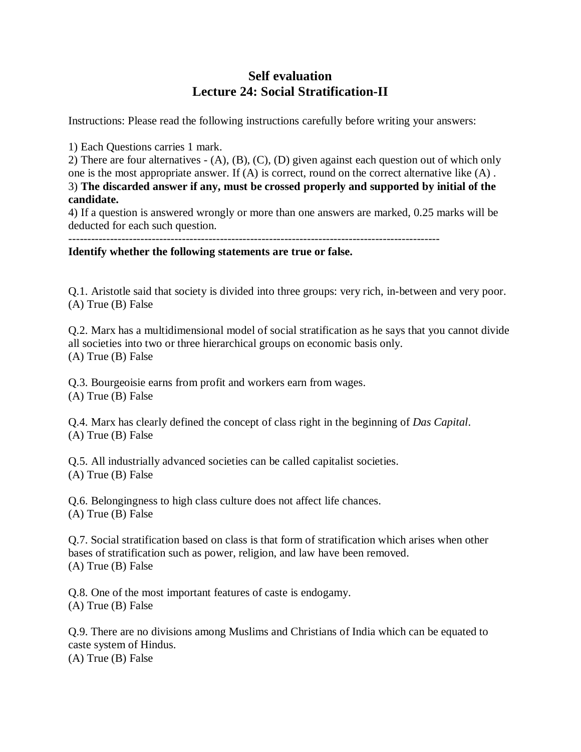# Self evaluation
# Lecture 24: Social Stratification-II

Instructions: Please read the following instructions carefully before writing your answers:

1) Each Questions carries 1 mark.
2) There are four alternatives - (A), (B), (C), (D) given against each question out of which only one is the most appropriate answer. If (A) is correct, round on the correct alternative like (A) .
3) **The discarded answer if any, must be crossed properly and supported by initial of the candidate.**
4) If a question is answered wrongly or more than one answers are marked, 0.25 marks will be deducted for each such question.

---

**Identify whether the following statements are true or false.**

Q.1. Aristotle said that society is divided into three groups: very rich, in-between and very poor.
(A) True (B) False

Q.2. Marx has a multidimensional model of social stratification as he says that you cannot divide all societies into two or three hierarchical groups on economic basis only.
(A) True (B) False

Q.3. Bourgeoisie earns from profit and workers earn from wages.
(A) True (B) False

Q.4. Marx has clearly defined the concept of class right in the beginning of *Das Capital*.
(A) True (B) False

Q.5. All industrially advanced societies can be called capitalist societies.
(A) True (B) False

Q.6. Belongingness to high class culture does not affect life chances.
(A) True (B) False

Q.7. Social stratification based on class is that form of stratification which arises when other bases of stratification such as power, religion, and law have been removed.
(A) True (B) False

Q.8. One of the most important features of caste is endogamy.
(A) True (B) False

Q.9. There are no divisions among Muslims and Christians of India which can be equated to caste system of Hindus.
(A) True (B) False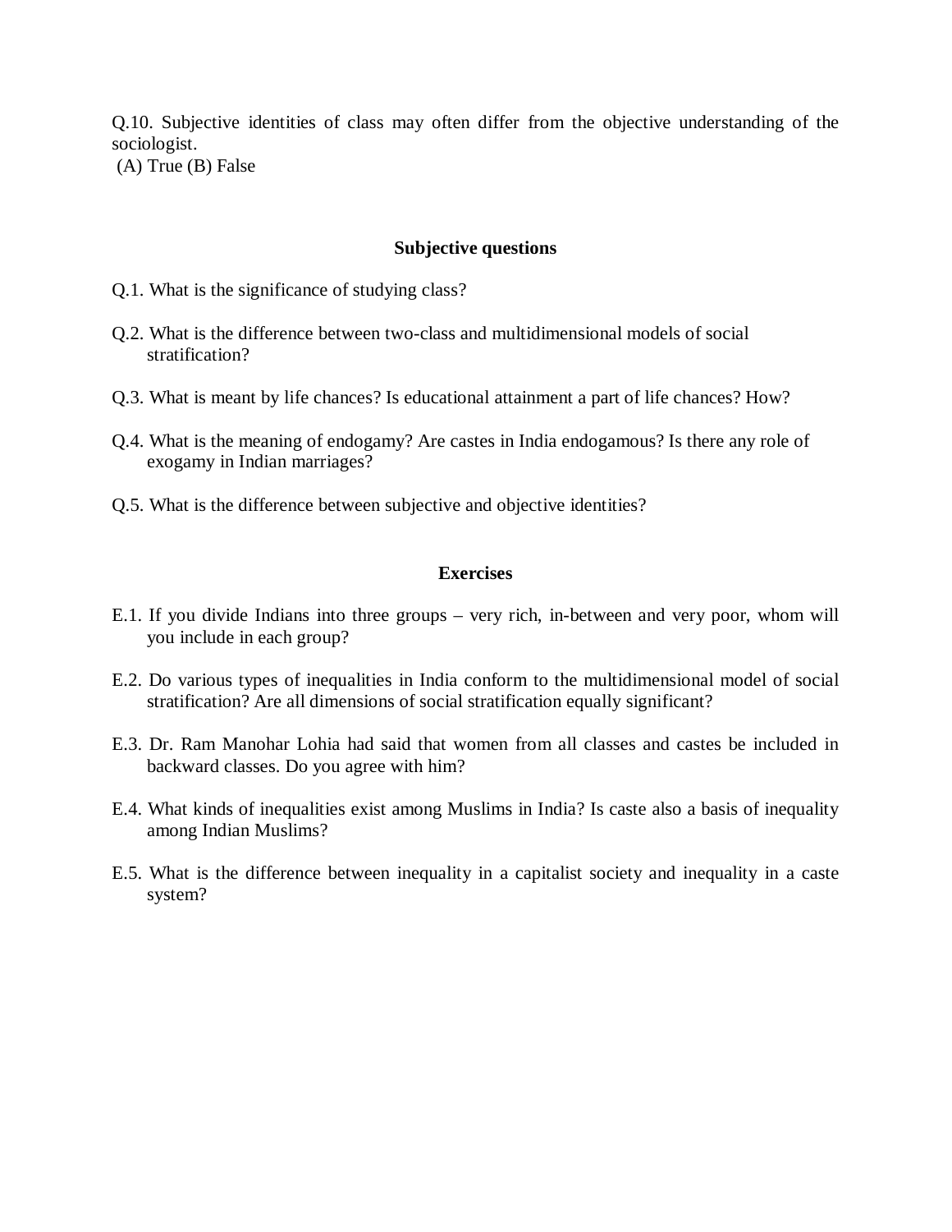Q.10. Subjective identities of class may often differ from the objective understanding of the sociologist.
(A) True (B) False

## Subjective questions

Q.1. What is the significance of studying class?

Q.2. What is the difference between two-class and multidimensional models of social stratification?

Q.3. What is meant by life chances? Is educational attainment a part of life chances? How?

Q.4. What is the meaning of endogamy? Are castes in India endogamous? Is there any role of exogamy in Indian marriages?

Q.5. What is the difference between subjective and objective identities?

## Exercises

E.1. If you divide Indians into three groups – very rich, in-between and very poor, whom will you include in each group?

E.2. Do various types of inequalities in India conform to the multidimensional model of social stratification? Are all dimensions of social stratification equally significant?

E.3. Dr. Ram Manohar Lohia had said that women from all classes and castes be included in backward classes. Do you agree with him?

E.4. What kinds of inequalities exist among Muslims in India? Is caste also a basis of inequality among Indian Muslims?

E.5. What is the difference between inequality in a capitalist society and inequality in a caste system?